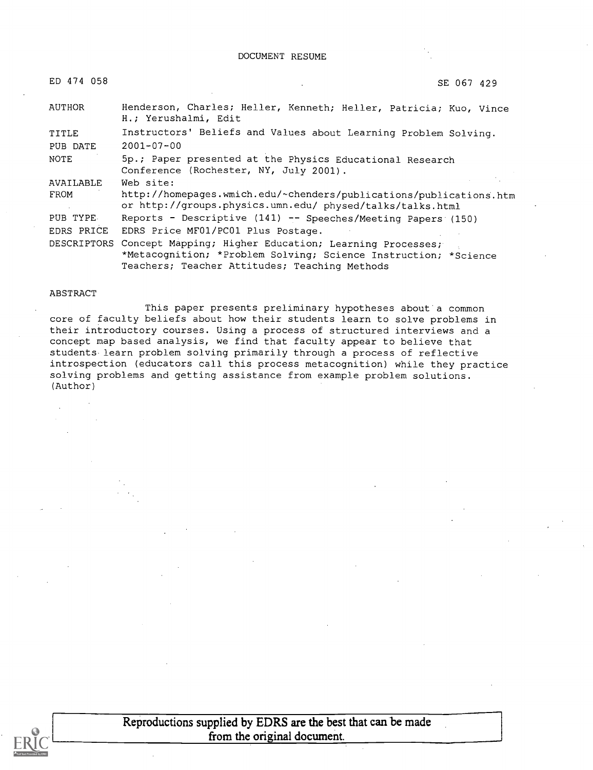DOCUMENT RESUME

| | |
|---|---|
| ED 474 058 | SE 067 429 |
| AUTHOR | Henderson, Charles; Heller, Kenneth; Heller, Patricia; Kuo, Vince H.; Yerushalmi, Edit |
| TITLE | Instructors' Beliefs and Values about Learning Problem Solving. |
| PUB DATE | 2001-07-00 |
| NOTE | 5p.; Paper presented at the Physics Educational Research Conference (Rochester, NY, July 2001). |
| AVAILABLE FROM | Web site: http://homepages.wmich.edu/~chenders/publications/publications.htm or http://groups.physics.umn.edu/ physed/talks/talks.html |
| PUB TYPE | Reports - Descriptive (141) -- Speeches/Meeting Papers (150) |
| EDRS PRICE | EDRS Price MF01/PC01 Plus Postage. |
| DESCRIPTORS | Concept Mapping; Higher Education; Learning Processes; *Metacognition; *Problem Solving; Science Instruction; *Science Teachers; Teacher Attitudes; Teaching Methods |

ABSTRACT

This paper presents preliminary hypotheses about a common core of faculty beliefs about how their students learn to solve problems in their introductory courses. Using a process of structured interviews and a concept map based analysis, we find that faculty appear to believe that students learn problem solving primarily through a process of reflective introspection (educators call this process metacognition) while they practice solving problems and getting assistance from example problem solutions. (Author)

Reproductions supplied by EDRS are the best that can be made from the original document.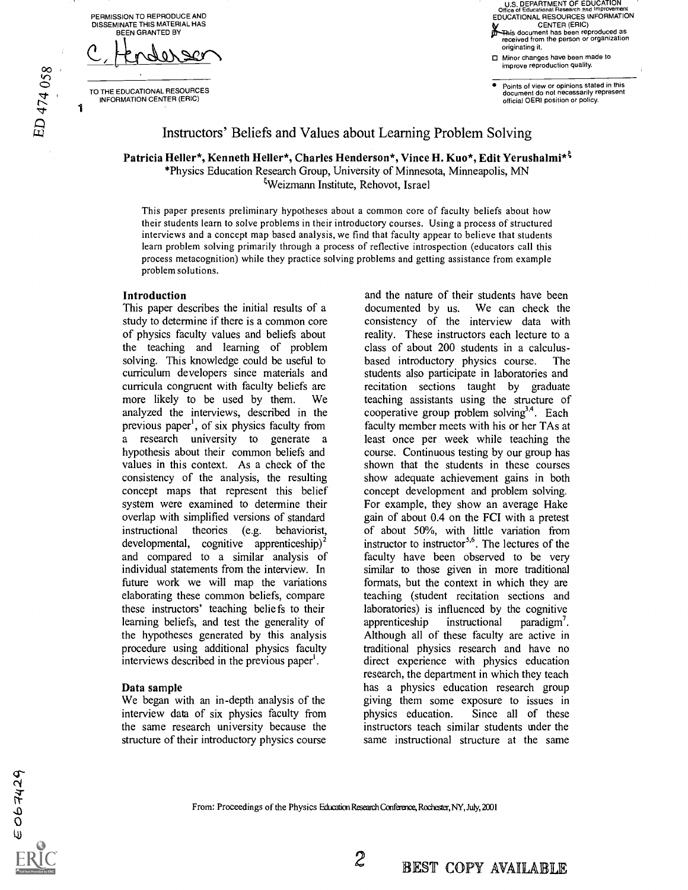# Instructors' Beliefs and Values about Learning Problem Solving

**Patricia Heller\*, Kenneth Heller\*, Charles Henderson\*, Vince H. Kuo\*, Edit Yerushalmi\*[ξ]**
\*Physics Education Research Group, University of Minnesota, Minneapolis, MN
[ξ]Weizmann Institute, Rehovot, Israel

This paper presents preliminary hypotheses about a common core of faculty beliefs about how their students learn to solve problems in their introductory courses. Using a process of structured interviews and a concept map based analysis, we find that faculty appear to believe that students learn problem solving primarily through a process of reflective introspection (educators call this process metacognition) while they practice solving problems and getting assistance from example problem solutions.

### Introduction

This paper describes the initial results of a study to determine if there is a common core of physics faculty values and beliefs about the teaching and learning of problem solving. This knowledge could be useful to curriculum developers since materials and curricula congruent with faculty beliefs are more likely to be used by them. We analyzed the interviews, described in the previous paper[1], of six physics faculty from a research university to generate a hypothesis about their common beliefs and values in this context. As a check of the consistency of the analysis, the resulting concept maps that represent this belief system were examined to determine their overlap with simplified versions of standard instructional theories (e.g. behaviorist, developmental, cognitive apprenticeship)[2] and compared to a similar analysis of individual statements from the interview. In future work we will map the variations elaborating these common beliefs, compare these instructors' teaching beliefs to their learning beliefs, and test the generality of the hypotheses generated by this analysis procedure using additional physics faculty interviews described in the previous paper[1].

### Data sample

We began with an in-depth analysis of the interview data of six physics faculty from the same research university because the structure of their introductory physics course and the nature of their students have been documented by us. We can check the consistency of the interview data with reality. These instructors each lecture to a class of about 200 students in a calculus-based introductory physics course. The students also participate in laboratories and recitation sections taught by graduate teaching assistants using the structure of cooperative group problem solving[3,4]. Each faculty member meets with his or her TAs at least once per week while teaching the course. Continuous testing by our group has shown that the students in these courses show adequate achievement gains in both concept development and problem solving. For example, they show an average Hake gain of about 0.4 on the FCI with a pretest of about 50%, with little variation from instructor to instructor[5,6]. The lectures of the faculty have been observed to be very similar to those given in more traditional formats, but the context in which they are teaching (student recitation sections and laboratories) is influenced by the cognitive apprenticeship instructional paradigm[7]. Although all of these faculty are active in traditional physics research and have no direct experience with physics education research, the department in which they teach has a physics education research group giving them some exposure to issues in physics education. Since all of these instructors teach similar students under the same instructional structure at the same

From: Proceedings of the Physics Education Research Conference, Rochester, NY, July, 2001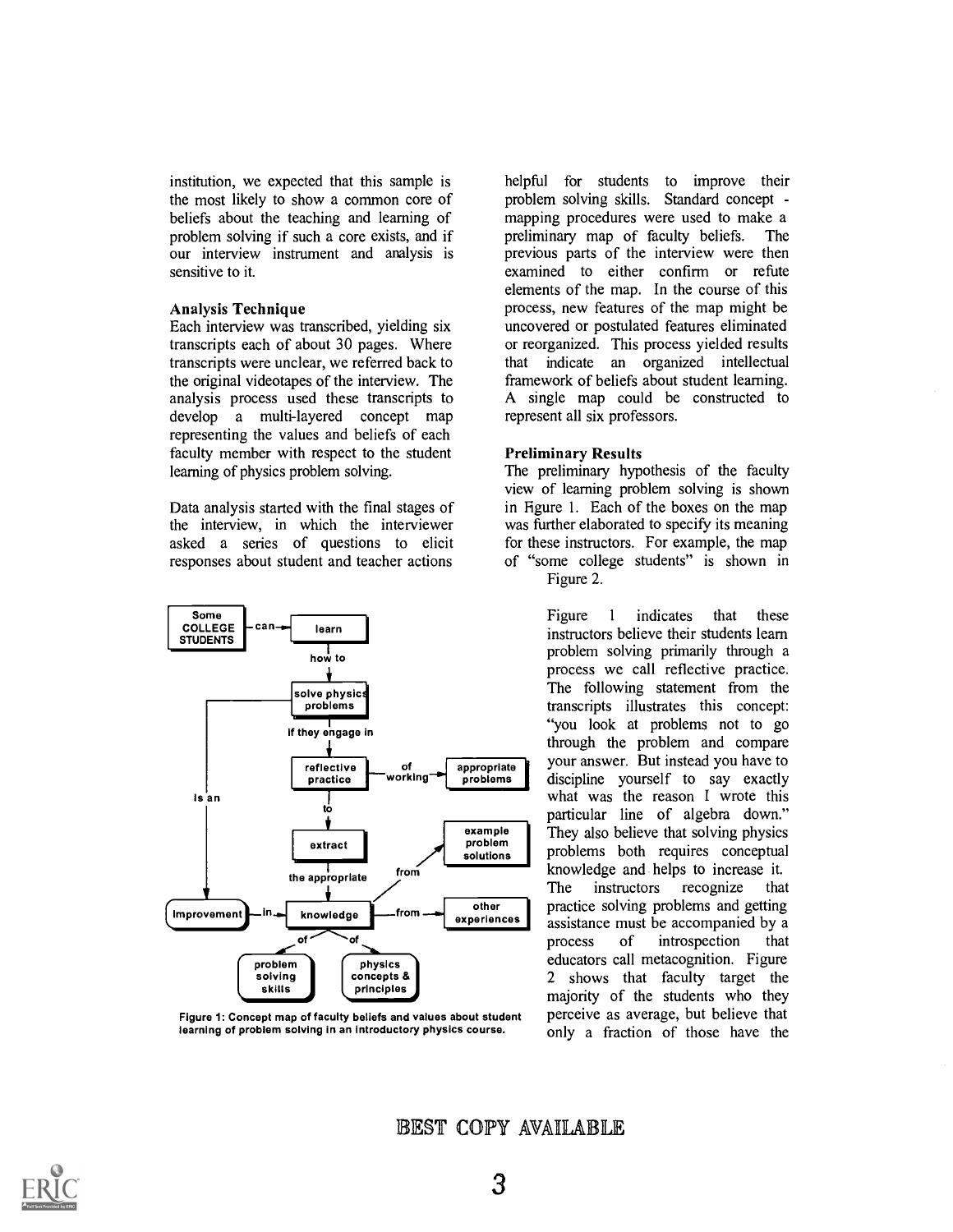institution, we expected that this sample is the most likely to show a common core of beliefs about the teaching and learning of problem solving if such a core exists, and if our interview instrument and analysis is sensitive to it.

**Analysis Technique**

Each interview was transcribed, yielding six transcripts each of about 30 pages. Where transcripts were unclear, we referred back to the original videotapes of the interview. The analysis process used these transcripts to develop a multi-layered concept map representing the values and beliefs of each faculty member with respect to the student learning of physics problem solving.

Data analysis started with the final stages of the interview, in which the interviewer asked a series of questions to elicit responses about student and teacher actions helpful for students to improve their problem solving skills. Standard concept - mapping procedures were used to make a preliminary map of faculty beliefs. The previous parts of the interview were then examined to either confirm or refute elements of the map. In the course of this process, new features of the map might be uncovered or postulated features eliminated or reorganized. This process yielded results that indicate an organized intellectual framework of beliefs about student learning. A single map could be constructed to represent all six professors.

Figure 1: Concept map of faculty beliefs and values about student learning of problem solving in an introductory physics course.

**Preliminary Results**

The preliminary hypothesis of the faculty view of learning problem solving is shown in Figure 1. Each of the boxes on the map was further elaborated to specify its meaning for these instructors. For example, the map of "some college students" is shown in Figure 2.

Figure 1 indicates that these instructors believe their students learn problem solving primarily through a process we call reflective practice. The following statement from the transcripts illustrates this concept: "you look at problems not to go through the problem and compare your answer. But instead you have to discipline yourself to say exactly what was the reason I wrote this particular line of algebra down." They also believe that solving physics problems both requires conceptual knowledge and helps to increase it. The instructors recognize that practice solving problems and getting assistance must be accompanied by a process of introspection that educators call metacognition. Figure 2 shows that faculty target the majority of the students who they perceive as average, but believe that only a fraction of those have the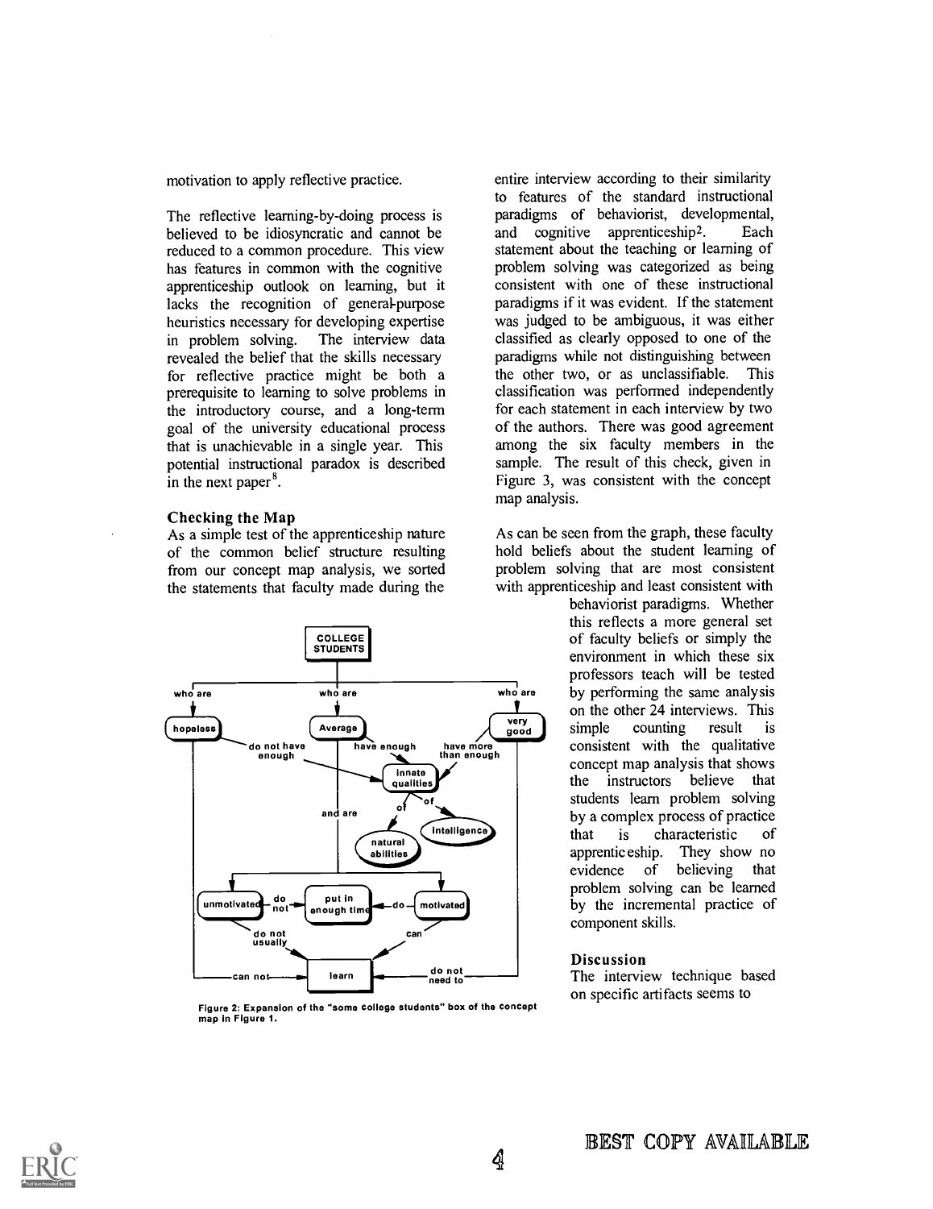motivation to apply reflective practice.

The reflective learning-by-doing process is believed to be idiosyncratic and cannot be reduced to a common procedure. This view has features in common with the cognitive apprenticeship outlook on learning, but it lacks the recognition of general-purpose heuristics necessary for developing expertise in problem solving. The interview data revealed the belief that the skills necessary for reflective practice might be both a prerequisite to learning to solve problems in the introductory course, and a long-term goal of the university educational process that is unachievable in a single year. This potential instructional paradox is described in the next paper[8].

### Checking the Map

As a simple test of the apprenticeship nature of the common belief structure resulting from our concept map analysis, we sorted the statements that faculty made during the entire interview according to their similarity to features of the standard instructional paradigms of behaviorist, developmental, and cognitive apprenticeship[2]. Each statement about the teaching or learning of problem solving was categorized as being consistent with one of these instructional paradigms if it was evident. If the statement was judged to be ambiguous, it was either classified as clearly opposed to one of the paradigms while not distinguishing between the other two, or as unclassifiable. This classification was performed independently for each statement in each interview by two of the authors. There was good agreement among the six faculty members in the sample. The result of this check, given in Figure 3, was consistent with the concept map analysis.

As can be seen from the graph, these faculty hold beliefs about the student learning of problem solving that are most consistent with apprenticeship and least consistent with behaviorist paradigms. Whether this reflects a more general set of faculty beliefs or simply the environment in which these six professors teach will be tested by performing the same analysis on the other 24 interviews. This simple counting result is consistent with the qualitative concept map analysis that shows the instructors believe that students learn problem solving by a complex process of practice that is characteristic of apprenticeship. They show no evidence of believing that problem solving can be learned by the incremental practice of component skills.

Figure 2: Expansion of the "some college students" box of the concept map in Figure 1.

### Discussion

The interview technique based on specific artifacts seems to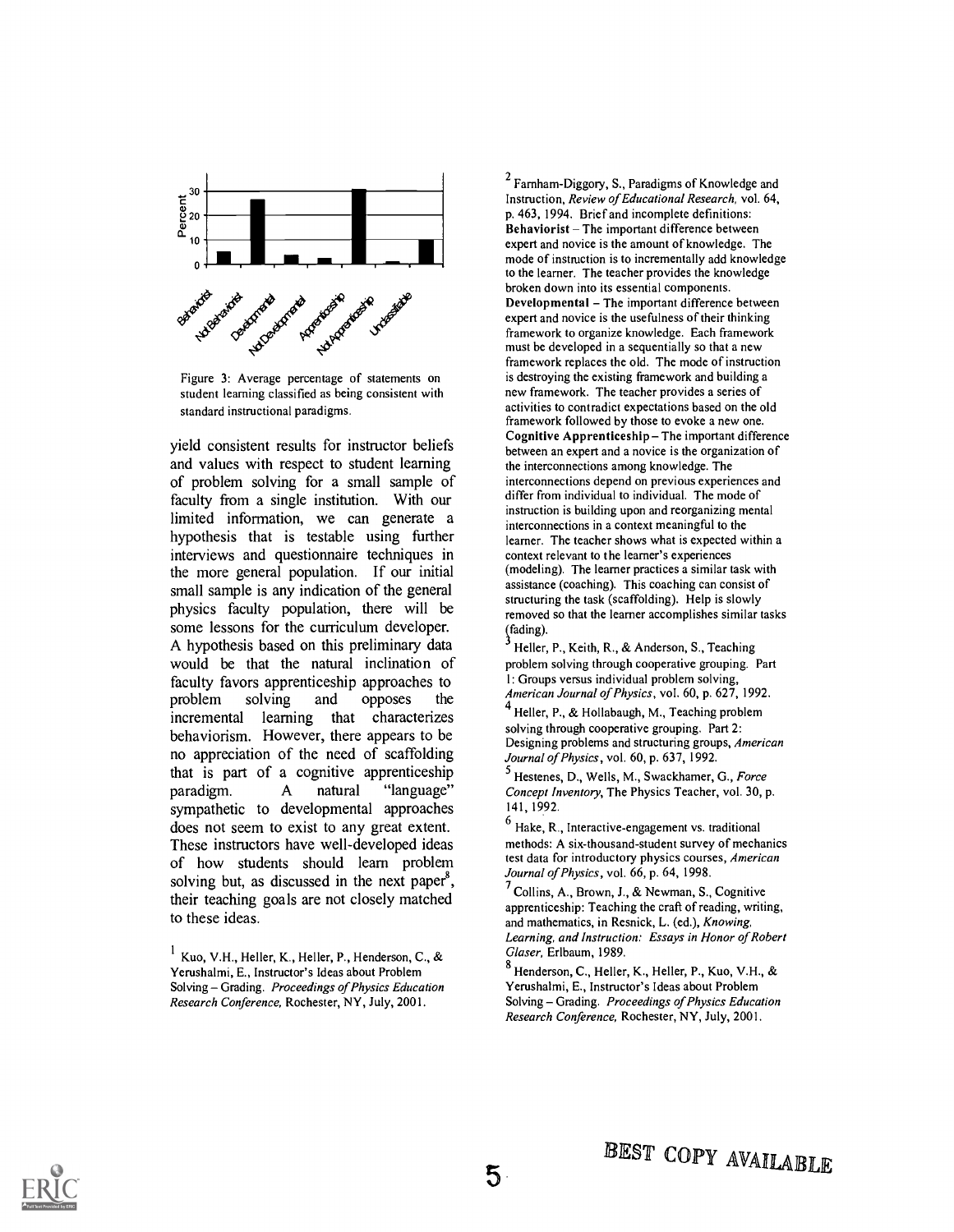Figure 3: Average percentage of statements on student learning classified as being consistent with standard instructional paradigms.

yield consistent results for instructor beliefs and values with respect to student learning of problem solving for a small sample of faculty from a single institution. With our limited information, we can generate a hypothesis that is testable using further interviews and questionnaire techniques in the more general population. If our initial small sample is any indication of the general physics faculty population, there will be some lessons for the curriculum developer. A hypothesis based on this preliminary data would be that the natural inclination of faculty favors apprenticeship approaches to problem solving and opposes the incremental learning that characterizes behaviorism. However, there appears to be no appreciation of the need of scaffolding that is part of a cognitive apprenticeship paradigm. A natural "language" sympathetic to developmental approaches does not seem to exist to any great extent. These instructors have well-developed ideas of how students should learn problem solving but, as discussed in the next paper[8], their teaching goals are not closely matched to these ideas.

---

[1] Kuo, V.H., Heller, K., Heller, P., Henderson, C., & Yerushalmi, E., Instructor's Ideas about Problem Solving – Grading. *Proceedings of Physics Education Research Conference*, Rochester, NY, July, 2001.

[2] Farnham-Diggory, S., Paradigms of Knowledge and Instruction, *Review of Educational Research*, vol. 64, p. 463, 1994. Brief and incomplete definitions:
**Behaviorist** – The important difference between expert and novice is the amount of knowledge. The mode of instruction is to incrementally add knowledge to the learner. The teacher provides the knowledge broken down into its essential components.
**Developmental** – The important difference between expert and novice is the usefulness of their thinking framework to organize knowledge. Each framework must be developed in a sequentially so that a new framework replaces the old. The mode of instruction is destroying the existing framework and building a new framework. The teacher provides a series of activities to contradict expectations based on the old framework followed by those to evoke a new one.
**Cognitive Apprenticeship** – The important difference between an expert and a novice is the organization of the interconnections among knowledge. The interconnections depend on previous experiences and differ from individual to individual. The mode of instruction is building upon and reorganizing mental interconnections in a context meaningful to the learner. The teacher shows what is expected within a context relevant to the learner's experiences (modeling). The learner practices a similar task with assistance (coaching). This coaching can consist of structuring the task (scaffolding). Help is slowly removed so that the learner accomplishes similar tasks (fading).

[3] Heller, P., Keith, R., & Anderson, S., Teaching problem solving through cooperative grouping. Part 1: Groups versus individual problem solving, *American Journal of Physics*, vol. 60, p. 627, 1992.

[4] Heller, P., & Hollabaugh, M., Teaching problem solving through cooperative grouping. Part 2: Designing problems and structuring groups, *American Journal of Physics*, vol. 60, p. 637, 1992.

[5] Hestenes, D., Wells, M., Swackhamer, G., *Force Concept Inventory*, The Physics Teacher, vol. 30, p. 141, 1992.

[6] Hake, R., Interactive-engagement vs. traditional methods: A six-thousand-student survey of mechanics test data for introductory physics courses, *American Journal of Physics*, vol. 66, p. 64, 1998.

[7] Collins, A., Brown, J., & Newman, S., Cognitive apprenticeship: Teaching the craft of reading, writing, and mathematics, in Resnick, L. (ed.), *Knowing, Learning, and Instruction: Essays in Honor of Robert Glaser*, Erlbaum, 1989.

[8] Henderson, C., Heller, K., Heller, P., Kuo, V.H., & Yerushalmi, E., Instructor's Ideas about Problem Solving – Grading. *Proceedings of Physics Education Research Conference*, Rochester, NY, July, 2001.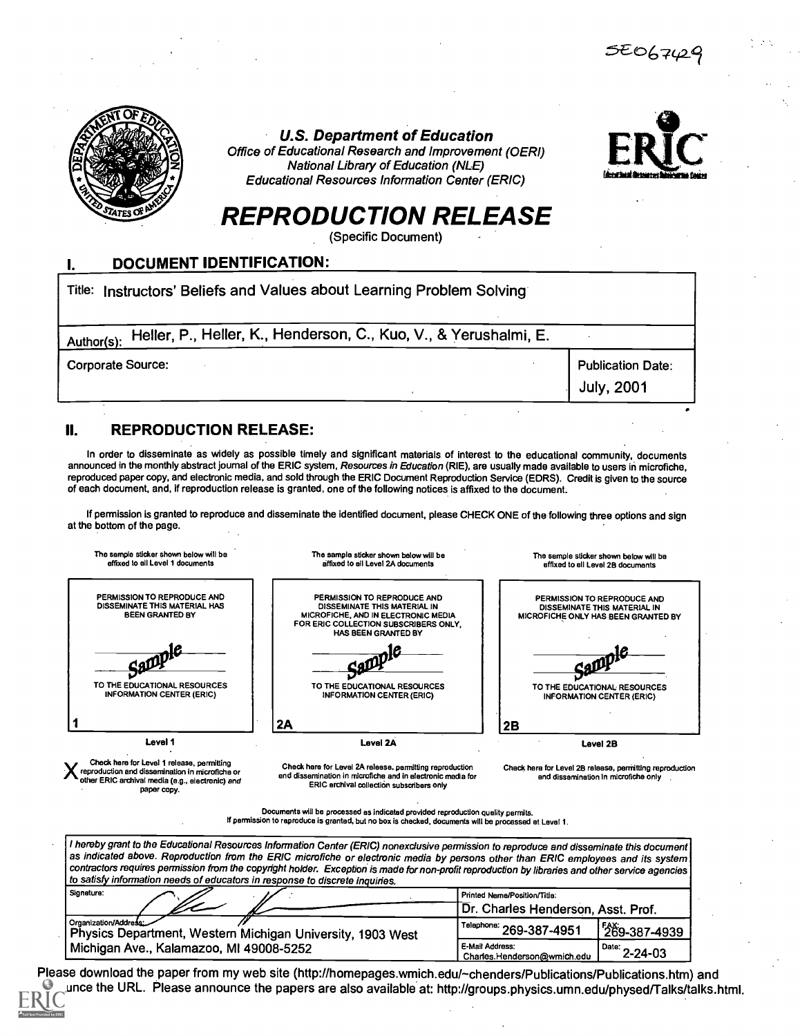SE067429

**U.S. Department of Education**
*Office of Educational Research and Improvement (OERI)*
*National Library of Education (NLE)*
*Educational Resources Information Center (ERIC)*

# REPRODUCTION RELEASE

(Specific Document)

## I. DOCUMENT IDENTIFICATION:

| | |
|---|---|
| Title: Instructors' Beliefs and Values about Learning Problem Solving | |
| Author(s): Heller, P., Heller, K., Henderson, C., Kuo, V., & Yerushalmi, E. | |
| Corporate Source: | Publication Date: July, 2001 |

## II. REPRODUCTION RELEASE:

In order to disseminate as widely as possible timely and significant materials of interest to the educational community, documents announced in the monthly abstract journal of the ERIC system, *Resources in Education* (RIE), are usually made available to users in microfiche, reproduced paper copy, and electronic media, and sold through the ERIC Document Reproduction Service (EDRS). Credit is given to the source of each document, and, if reproduction release is granted, one of the following notices is affixed to the document.

If permission is granted to reproduce and disseminate the identified document, please CHECK ONE of the following three options and sign at the bottom of the page.

| The sample sticker shown below will be affixed to all Level 1 documents | The sample sticker shown below will be affixed to all Level 2A documents | The sample sticker shown below will be affixed to all Level 2B documents |
|---|---|---|
| PERMISSION TO REPRODUCE AND DISSEMINATE THIS MATERIAL HAS BEEN GRANTED BY Sample TO THE EDUCATIONAL RESOURCES INFORMATION CENTER (ERIC) | PERMISSION TO REPRODUCE AND DISSEMINATE THIS MATERIAL IN MICROFICHE, AND IN ELECTRONIC MEDIA FOR ERIC COLLECTION SUBSCRIBERS ONLY, HAS BEEN GRANTED BY Sample TO THE EDUCATIONAL RESOURCES INFORMATION CENTER (ERIC) | PERMISSION TO REPRODUCE AND DISSEMINATE THIS MATERIAL IN MICROFICHE ONLY HAS BEEN GRANTED BY Sample TO THE EDUCATIONAL RESOURCES INFORMATION CENTER (ERIC) |
| 1 | 2A | 2B |
| Level 1 | Level 2A | Level 2B |
| X Check here for Level 1 release, permitting reproduction and dissemination in microfiche or other ERIC archival media (e.g., electronic) *and* paper copy. | Check here for Level 2A release, permitting reproduction and dissemination in microfiche and in electronic media for ERIC archival collection subscribers only | Check here for Level 2B release, permitting reproduction and dissemination in microfiche only |

Documents will be processed as indicated provided reproduction quality permits.
If permission to reproduce is granted, but no box is checked, documents will be processed at Level 1.

*I hereby grant to the Educational Resources Information Center (ERIC) nonexclusive permission to reproduce and disseminate this document as indicated above. Reproduction from the ERIC microfiche or electronic media by persons other than ERIC employees and its system contractors requires permission from the copyright holder. Exception is made for non-profit reproduction by libraries and other service agencies to satisfy information needs of educators in response to discrete inquiries.*

| | | |
|---|---|---|
| Signature: | Printed Name/Position/Title: Dr. Charles Henderson, Asst. Prof. | |
| Organization/Address: Physics Department, Western Michigan University, 1903 West Michigan Ave., Kalamazoo, MI 49008-5252 | Telephone: 269-387-4951 | FAX: 269-387-4939 |
| | E-Mail Address: Charles.Henderson@wmich.edu | Date: 2-24-03 |

Please download the paper from my web site (http://homepages.wmich.edu/~chenders/Publications/Publications.htm) and announce the URL. Please announce the papers are also available at: http://groups.physics.umn.edu/physed/Talks/talks.html.